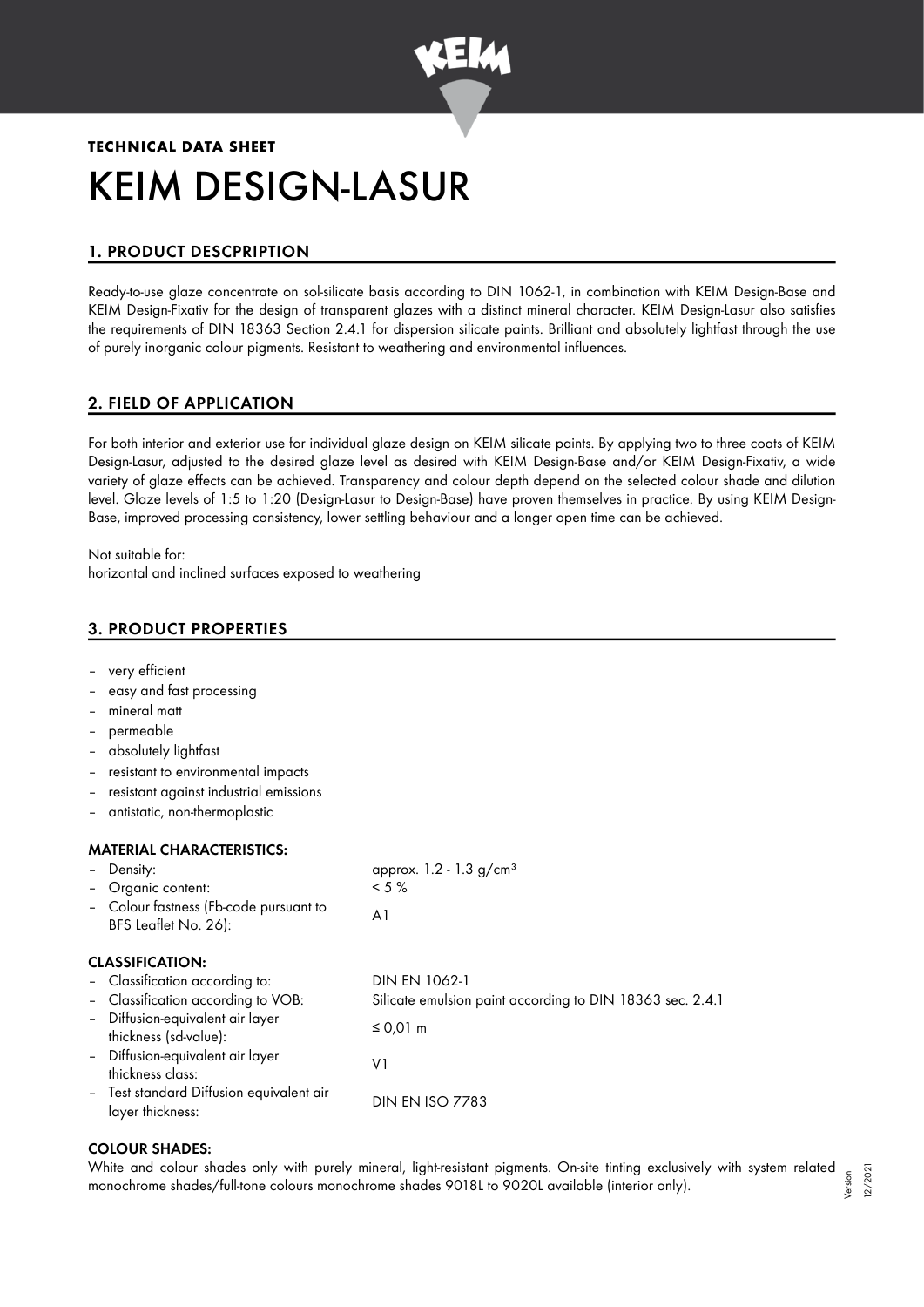**TECHNICAL DATA SHEET**

# KEIM DESIGN-LASUR

## 1. PRODUCT DESCPRIPTION

Ready-to-use glaze concentrate on sol-silicate basis according to DIN 1062-1, in combination with KEIM Design-Base and KEIM Design-Fixativ for the design of transparent glazes with a distinct mineral character. KEIM Design-Lasur also satisfies the requirements of DIN 18363 Section 2.4.1 for dispersion silicate paints. Brilliant and absolutely lightfast through the use of purely inorganic colour pigments. Resistant to weathering and environmental influences.

## 2. FIELD OF APPLICATION

For both interior and exterior use for individual glaze design on KEIM silicate paints. By applying two to three coats of KEIM Design-Lasur, adjusted to the desired glaze level as desired with KEIM Design-Base and/or KEIM Design-Fixativ, a wide variety of glaze effects can be achieved. Transparency and colour depth depend on the selected colour shade and dilution level. Glaze levels of 1:5 to 1:20 (Design-Lasur to Design-Base) have proven themselves in practice. By using KEIM Design-Base, improved processing consistency, lower settling behaviour and a longer open time can be achieved.

Not suitable for:
horizontal and inclined surfaces exposed to weathering

## 3. PRODUCT PROPERTIES

- very efficient
- easy and fast processing
- mineral matt
- permeable
- absolutely lightfast
- resistant to environmental impacts
- resistant against industrial emissions
- antistatic, non-thermoplastic

### MATERIAL CHARACTERISTICS:

| | |
|---|---|
| – Density: | approx. 1.2 - 1.3 g/cm³ |
| – Organic content: | < 5 % |
| – Colour fastness (Fb-code pursuant to BFS Leaflet No. 26): | A1 |

### CLASSIFICATION:

| | |
|---|---|
| – Classification according to: | DIN EN 1062-1 |
| – Classification according to VOB: | Silicate emulsion paint according to DIN 18363 sec. 2.4.1 |
| – Diffusion-equivalent air layer thickness (sd-value): | ≤ 0,01 m |
| – Diffusion-equivalent air layer thickness class: | V1 |
| – Test standard Diffusion equivalent air layer thickness: | DIN EN ISO 7783 |

### COLOUR SHADES:

White and colour shades only with purely mineral, light-resistant pigments. On-site tinting exclusively with system related monochrome shades/full-tone colours monochrome shades 9018L to 9020L available (interior only).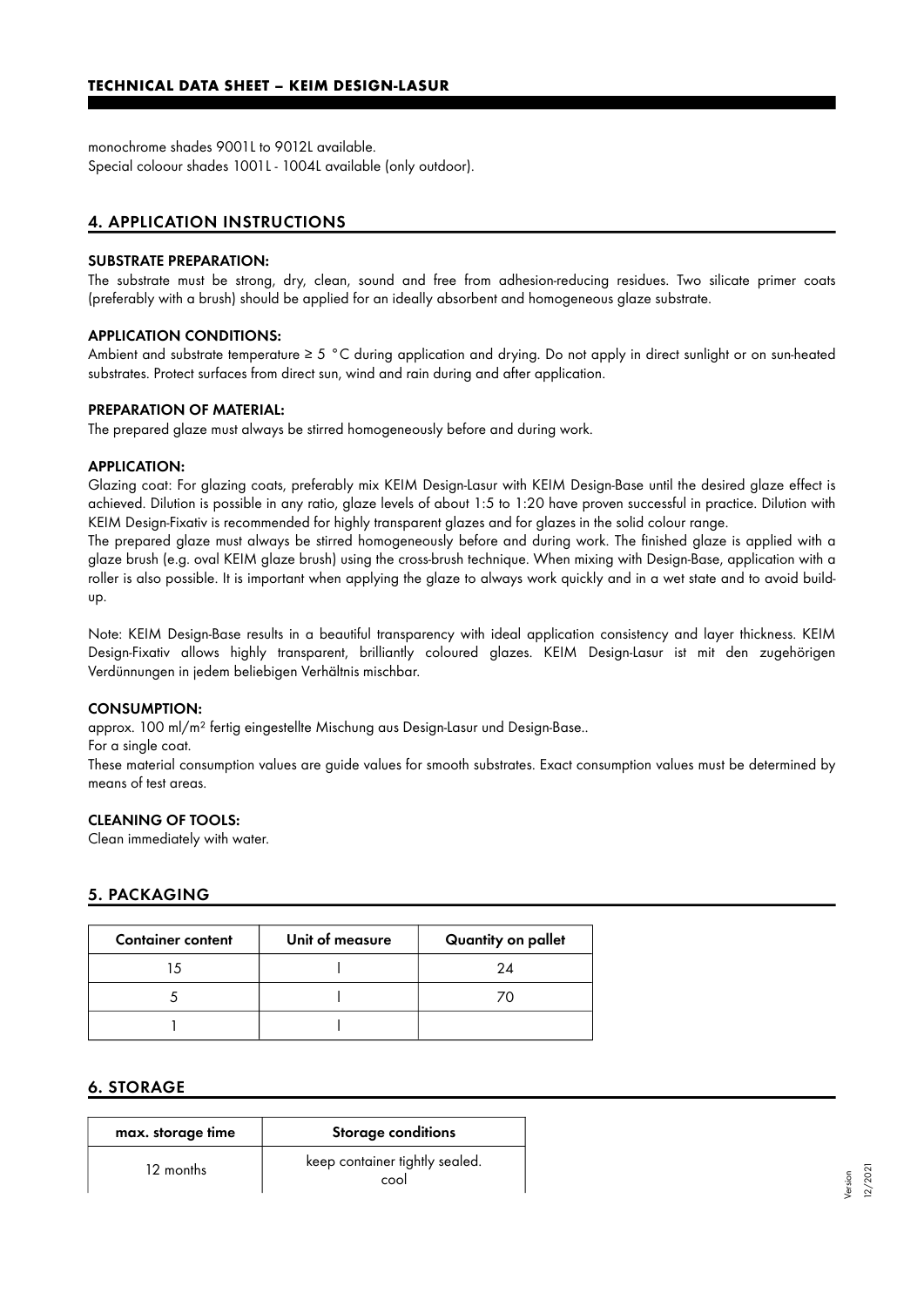monochrome shades 9001L to 9012L available.
Special coloour shades 1001L - 1004L available (only outdoor).

## 4. APPLICATION INSTRUCTIONS

### SUBSTRATE PREPARATION:

The substrate must be strong, dry, clean, sound and free from adhesion-reducing residues. Two silicate primer coats (preferably with a brush) should be applied for an ideally absorbent and homogeneous glaze substrate.

### APPLICATION CONDITIONS:

Ambient and substrate temperature ≥ 5 °C during application and drying. Do not apply in direct sunlight or on sun-heated substrates. Protect surfaces from direct sun, wind and rain during and after application.

### PREPARATION OF MATERIAL:

The prepared glaze must always be stirred homogeneously before and during work.

### APPLICATION:

Glazing coat: For glazing coats, preferably mix KEIM Design-Lasur with KEIM Design-Base until the desired glaze effect is achieved. Dilution is possible in any ratio, glaze levels of about 1:5 to 1:20 have proven successful in practice. Dilution with KEIM Design-Fixativ is recommended for highly transparent glazes and for glazes in the solid colour range.
The prepared glaze must always be stirred homogeneously before and during work. The finished glaze is applied with a glaze brush (e.g. oval KEIM glaze brush) using the cross-brush technique. When mixing with Design-Base, application with a roller is also possible. It is important when applying the glaze to always work quickly and in a wet state and to avoid build-up.

Note: KEIM Design-Base results in a beautiful transparency with ideal application consistency and layer thickness. KEIM Design-Fixativ allows highly transparent, brilliantly coloured glazes. KEIM Design-Lasur ist mit den zugehörigen Verdünnungen in jedem beliebigen Verhältnis mischbar.

### CONSUMPTION:

approx. 100 ml/m² fertig eingestellte Mischung aus Design-Lasur und Design-Base..
For a single coat.
These material consumption values are guide values for smooth substrates. Exact consumption values must be determined by means of test areas.

### CLEANING OF TOOLS:

Clean immediately with water.

## 5. PACKAGING

| Container content | Unit of measure | Quantity on pallet |
|---|---|---|
| 15 | l | 24 |
| 5 | l | 70 |
| 1 | l | |

## 6. STORAGE

| max. storage time | Storage conditions |
|---|---|
| 12 months | keep container tightly sealed. cool |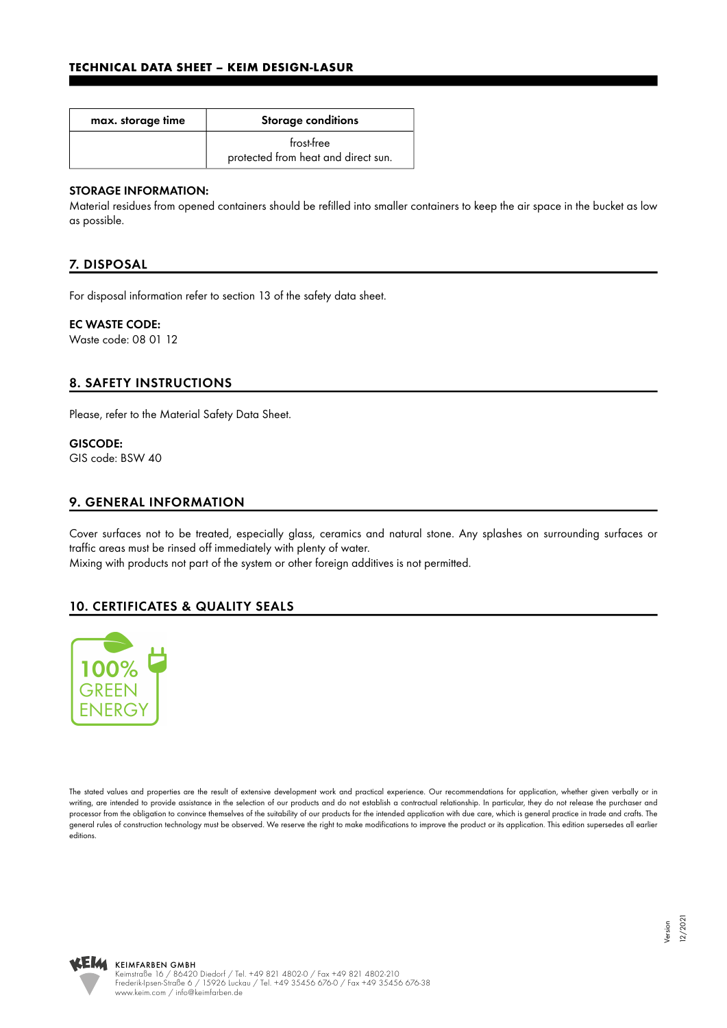| max. storage time | Storage conditions |
| --- | --- |
| | frost-free<br>protected from heat and direct sun. |

**STORAGE INFORMATION:**
Material residues from opened containers should be refilled into smaller containers to keep the air space in the bucket as low as possible.

## 7. DISPOSAL

For disposal information refer to section 13 of the safety data sheet.

**EC WASTE CODE:**
Waste code: 08 01 12

## 8. SAFETY INSTRUCTIONS

Please, refer to the Material Safety Data Sheet.

**GISCODE:**
GIS code: BSW 40

## 9. GENERAL INFORMATION

Cover surfaces not to be treated, especially glass, ceramics and natural stone. Any splashes on surrounding surfaces or traffic areas must be rinsed off immediately with plenty of water.
Mixing with products not part of the system or other foreign additives is not permitted.

## 10. CERTIFICATES & QUALITY SEALS

100% GREEN ENERGY

The stated values and properties are the result of extensive development work and practical experience. Our recommendations for application, whether given verbally or in writing, are intended to provide assistance in the selection of our products and do not establish a contractual relationship. In particular, they do not release the purchaser and processor from the obligation to convince themselves of the suitability of our products for the intended application with due care, which is general practice in trade and crafts. The general rules of construction technology must be observed. We reserve the right to make modifications to improve the product or its application. This edition supersedes all earlier editions.

Version 12/2021

**KEIMFARBEN GMBH**
Keimstraße 16 / 86420 Diedorf / Tel. +49 821 4802-0 / Fax +49 821 4802-210
Frederik-Ipsen-Straße 6 / 15926 Luckau / Tel. +49 35456 676-0 / Fax +49 35456 676-38
www.keim.com / info@keimfarben.de